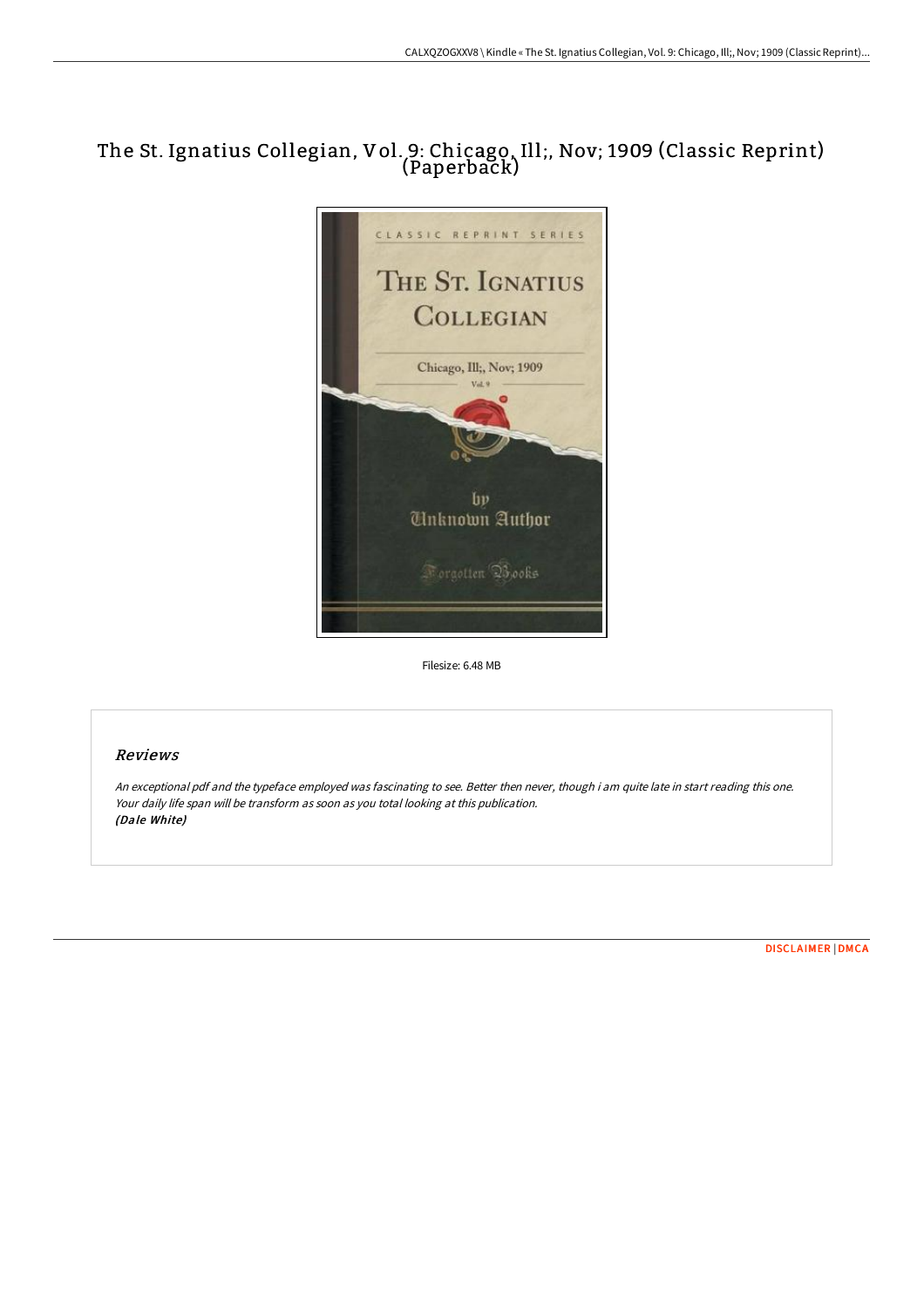# The St. Ignatius Collegian, Vol. 9: Chicago, Ill;, Nov; 1909 (Classic Reprint) (Paperback)

Filesize: 6.48 MB

## Reviews

*An exceptional pdf and the typeface employed was fascinating to see. Better then never, though i am quite late in start reading this one. Your daily life span will be transform as soon as you total looking at this publication.*
***(Dale White)***

DISCLAIMER | DMCA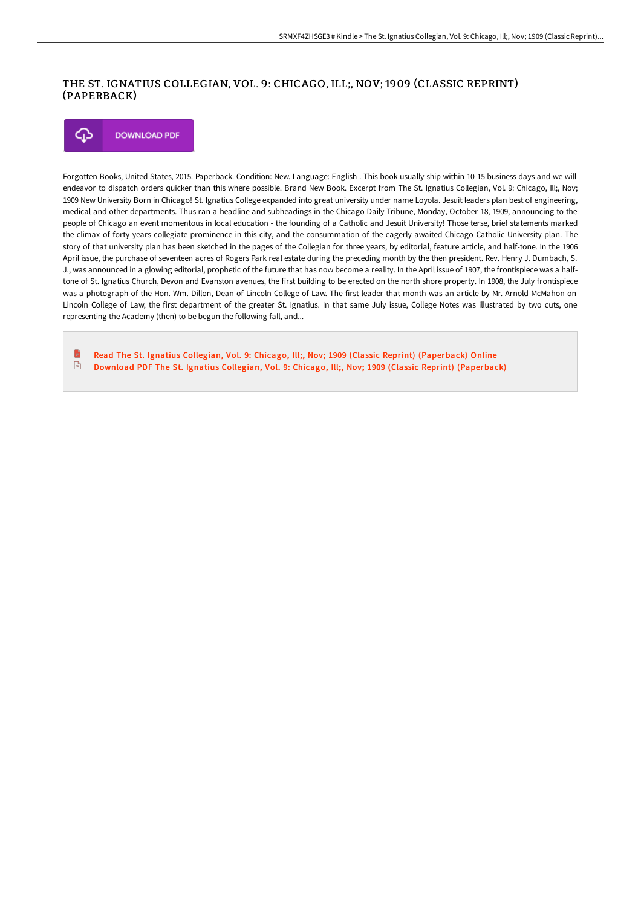# THE ST. IGNATIUS COLLEGIAN, VOL. 9: CHICAGO, ILL;, NOV; 1909 (CLASSIC REPRINT) (PAPERBACK)

DOWNLOAD PDF

Forgotten Books, United States, 2015. Paperback. Condition: New. Language: English . This book usually ship within 10-15 business days and we will endeavor to dispatch orders quicker than this where possible. Brand New Book. Excerpt from The St. Ignatius Collegian, Vol. 9: Chicago, Ill;, Nov; 1909 New University Born in Chicago! St. Ignatius College expanded into great university under name Loyola. Jesuit leaders plan best of engineering, medical and other departments. Thus ran a headline and subheadings in the Chicago Daily Tribune, Monday, October 18, 1909, announcing to the people of Chicago an event momentous in local education - the founding of a Catholic and Jesuit University! Those terse, brief statements marked the climax of forty years collegiate prominence in this city, and the consummation of the eagerly awaited Chicago Catholic University plan. The story of that university plan has been sketched in the pages of the Collegian for three years, by editorial, feature article, and half-tone. In the 1906 April issue, the purchase of seventeen acres of Rogers Park real estate during the preceding month by the then president. Rev. Henry J. Dumbach, S. J., was announced in a glowing editorial, prophetic of the future that has now become a reality. In the April issue of 1907, the frontispiece was a half-tone of St. Ignatius Church, Devon and Evanston avenues, the first building to be erected on the north shore property. In 1908, the July frontispiece was a photograph of the Hon. Wm. Dillon, Dean of Lincoln College of Law. The first leader that month was an article by Mr. Arnold McMahon on Lincoln College of Law, the first department of the greater St. Ignatius. In that same July issue, College Notes was illustrated by two cuts, one representing the Academy (then) to be begun the following fall, and...

- Read The St. Ignatius Collegian, Vol. 9: Chicago, Ill;, Nov; 1909 (Classic Reprint) (Paperback) Online
- Download PDF The St. Ignatius Collegian, Vol. 9: Chicago, Ill;, Nov; 1909 (Classic Reprint) (Paperback)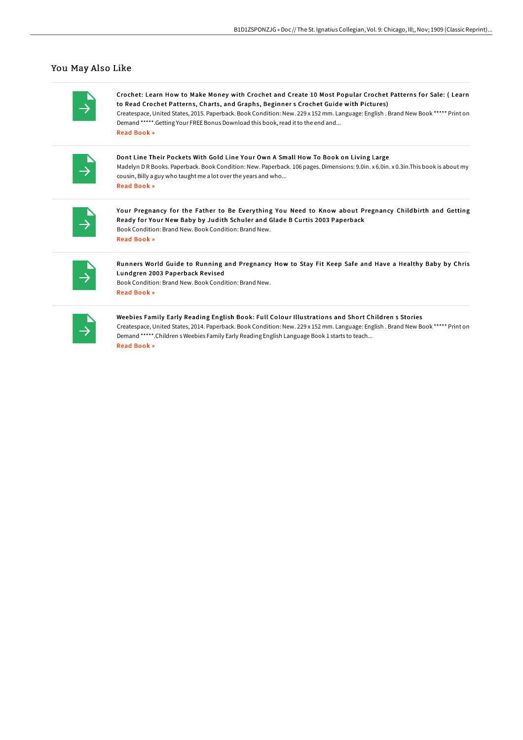## You May Also Like

**Crochet: Learn How to Make Money with Crochet and Create 10 Most Popular Crochet Patterns for Sale: ( Learn to Read Crochet Patterns, Charts, and Graphs, Beginner s Crochet Guide with Pictures)**
Createspace, United States, 2015. Paperback. Book Condition: New. 229 x 152 mm. Language: English . Brand New Book ***** Print on Demand *****.Getting Your FREE Bonus Download this book, read it to the end and...
Read Book »

**Dont Line Their Pockets With Gold Line Your Own A Small How To Book on Living Large**
Madelyn D R Books. Paperback. Book Condition: New. Paperback. 106 pages. Dimensions: 9.0in. x 6.0in. x 0.3in.This book is about my cousin, Billy a guy who taught me a lot over the years and who...
Read Book »

**Your Pregnancy for the Father to Be Everything You Need to Know about Pregnancy Childbirth and Getting Ready for Your New Baby by Judith Schuler and Glade B Curtis 2003 Paperback**
Book Condition: Brand New. Book Condition: Brand New.
Read Book »

**Runners World Guide to Running and Pregnancy How to Stay Fit Keep Safe and Have a Healthy Baby by Chris Lundgren 2003 Paperback Revised**
Book Condition: Brand New. Book Condition: Brand New.
Read Book »

**Weebies Family Early Reading English Book: Full Colour Illustrations and Short Children s Stories**
Createspace, United States, 2014. Paperback. Book Condition: New. 229 x 152 mm. Language: English . Brand New Book ***** Print on Demand *****.Children s Weebies Family Early Reading English Language Book 1 starts to teach...
Read Book »